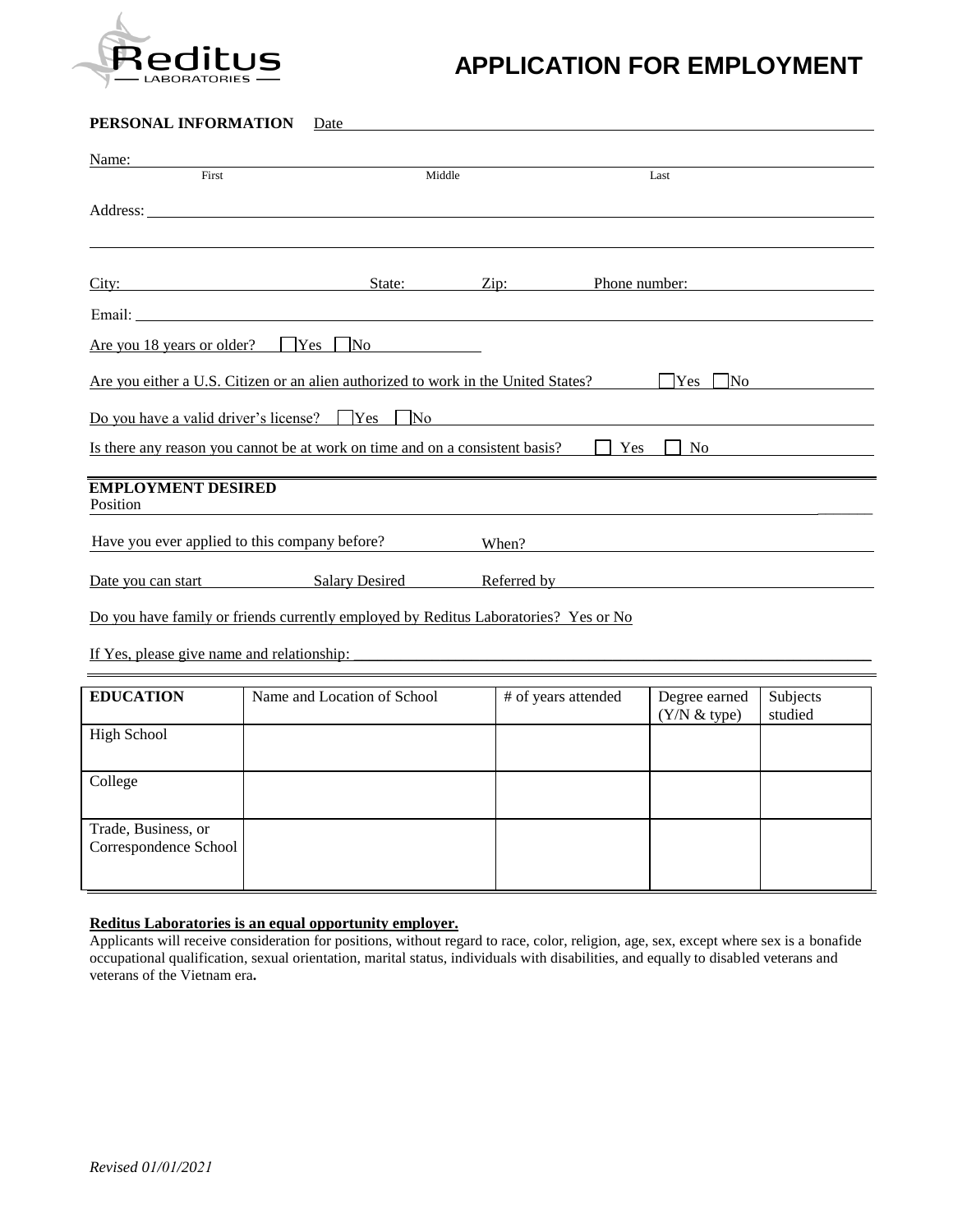# APPLICATION FOR EMPLOYMENT

**PERSONAL INFORMATION** Date

Name:
First Middle Last

Address:

City: State: Zip: Phone number:

Email:

Are you 18 years or older? ☐ Yes ☐ No

Are you either a U.S. Citizen or an alien authorized to work in the United States? ☐ Yes ☐ No

Do you have a valid driver's license? ☐ Yes ☐ No

Is there any reason you cannot be at work on time and on a consistent basis? ☐ Yes ☐ No

**EMPLOYMENT DESIRED**

Position

Have you ever applied to this company before? When?

Date you can start Salary Desired Referred by

Do you have family or friends currently employed by Reditus Laboratories? Yes or No

If Yes, please give name and relationship:

| **EDUCATION** | Name and Location of School | # of years attended | Degree earned (Y/N & type) | Subjects studied |
|---|---|---|---|---|
| High School | | | | |
| College | | | | |
| Trade, Business, or Correspondence School | | | | |

**Reditus Laboratories is an equal opportunity employer.**

Applicants will receive consideration for positions, without regard to race, color, religion, age, sex, except where sex is a bonafide occupational qualification, sexual orientation, marital status, individuals with disabilities, and equally to disabled veterans and veterans of the Vietnam era**.**

*Revised 01/01/2021*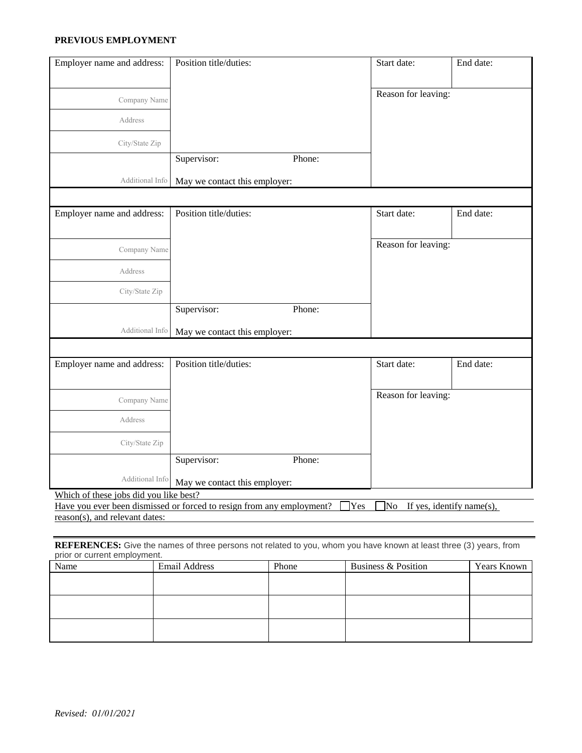**PREVIOUS EMPLOYMENT**

| Employer name and address: | Position title/duties: | | Start date: | End date: |
|---|---|---|---|---|
| Company Name | | | Reason for leaving: | |
| Address | | | | |
| City/State Zip | | | | |
| | Supervisor: | Phone: | | |
| Additional Info | May we contact this employer: | | | |

| Employer name and address: | Position title/duties: | | Start date: | End date: |
|---|---|---|---|---|
| Company Name | | | Reason for leaving: | |
| Address | | | | |
| City/State Zip | | | | |
| | Supervisor: | Phone: | | |
| Additional Info | May we contact this employer: | | | |

| Employer name and address: | Position title/duties: | | Start date: | End date: |
|---|---|---|---|---|
| Company Name | | | Reason for leaving: | |
| Address | | | | |
| City/State Zip | | | | |
| | Supervisor: | Phone: | | |
| Additional Info | May we contact this employer: | | | |

Which of these jobs did you like best?

Have you ever been dismissed or forced to resign from any employment? ☐ Yes ☐ No If yes, identify name(s), reason(s), and relevant dates:

**REFERENCES:** Give the names of three persons not related to you, whom you have known at least three (3) years, from prior or current employment.

| Name | Email Address | Phone | Business & Position | Years Known |
|---|---|---|---|---|
| | | | | |
| | | | | |
| | | | | |

*Revised: 01/01/2021*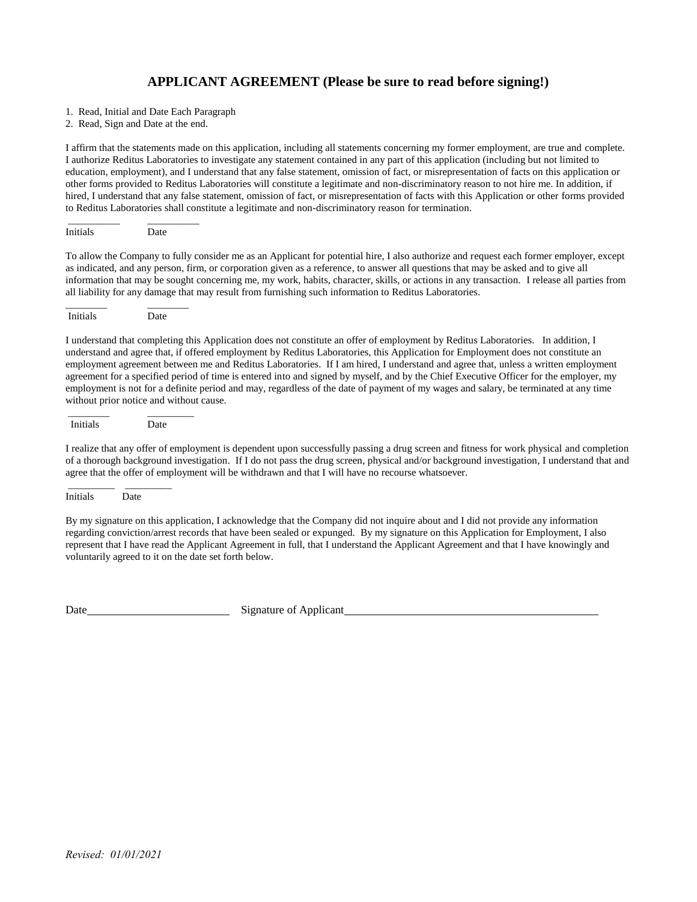## APPLICANT AGREEMENT (Please be sure to read before signing!)

1. Read, Initial and Date Each Paragraph
2. Read, Sign and Date at the end.

I affirm that the statements made on this application, including all statements concerning my former employment, are true and complete. I authorize Reditus Laboratories to investigate any statement contained in any part of this application (including but not limited to education, employment), and I understand that any false statement, omission of fact, or misrepresentation of facts on this application or other forms provided to Reditus Laboratories will constitute a legitimate and non-discriminatory reason to not hire me. In addition, if hired, I understand that any false statement, omission of fact, or misrepresentation of facts with this Application or other forms provided to Reditus Laboratories shall constitute a legitimate and non-discriminatory reason for termination.

__________ __________
Initials Date

To allow the Company to fully consider me as an Applicant for potential hire, I also authorize and request each former employer, except as indicated, and any person, firm, or corporation given as a reference, to answer all questions that may be asked and to give all information that may be sought concerning me, my work, habits, character, skills, or actions in any transaction. I release all parties from all liability for any damage that may result from furnishing such information to Reditus Laboratories.

________ ________
Initials Date

I understand that completing this Application does not constitute an offer of employment by Reditus Laboratories. In addition, I understand and agree that, if offered employment by Reditus Laboratories, this Application for Employment does not constitute an employment agreement between me and Reditus Laboratories. If I am hired, I understand and agree that, unless a written employment agreement for a specified period of time is entered into and signed by myself, and by the Chief Executive Officer for the employer, my employment is not for a definite period and may, regardless of the date of payment of my wages and salary, be terminated at any time without prior notice and without cause.

________ _________
Initials Date

I realize that any offer of employment is dependent upon successfully passing a drug screen and fitness for work physical and completion of a thorough background investigation. If I do not pass the drug screen, physical and/or background investigation, I understand that and agree that the offer of employment will be withdrawn and that I will have no recourse whatsoever.

_________ _________
Initials Date

By my signature on this application, I acknowledge that the Company did not inquire about and I did not provide any information regarding conviction/arrest records that have been sealed or expunged. By my signature on this Application for Employment, I also represent that I have read the Applicant Agreement in full, that I understand the Applicant Agreement and that I have knowingly and voluntarily agreed to it on the date set forth below.

Date________________________ Signature of Applicant_____________________________________________

*Revised: 01/01/2021*